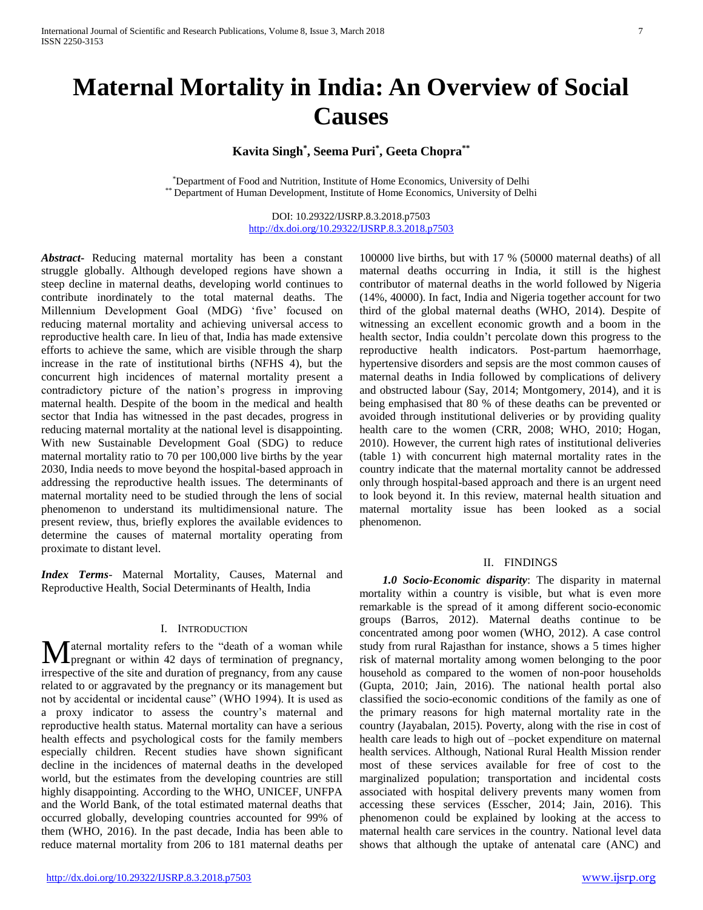# Maternal Mortality in India: An Overview of Social Causes

**Kavita Singh[*], Seema Puri[*], Geeta Chopra[**]**

[*] Department of Food and Nutrition, Institute of Home Economics, University of Delhi
[**] Department of Human Development, Institute of Home Economics, University of Delhi

DOI: 10.29322/IJSRP.8.3.2018.p7503
http://dx.doi.org/10.29322/IJSRP.8.3.2018.p7503

***Abstract*-** Reducing maternal mortality has been a constant struggle globally. Although developed regions have shown a steep decline in maternal deaths, developing world continues to contribute inordinately to the total maternal deaths. The Millennium Development Goal (MDG) 'five' focused on reducing maternal mortality and achieving universal access to reproductive health care. In lieu of that, India has made extensive efforts to achieve the same, which are visible through the sharp increase in the rate of institutional births (NFHS 4), but the concurrent high incidences of maternal mortality present a contradictory picture of the nation's progress in improving maternal health. Despite of the boom in the medical and health sector that India has witnessed in the past decades, progress in reducing maternal mortality at the national level is disappointing. With new Sustainable Development Goal (SDG) to reduce maternal mortality ratio to 70 per 100,000 live births by the year 2030, India needs to move beyond the hospital-based approach in addressing the reproductive health issues. The determinants of maternal mortality need to be studied through the lens of social phenomenon to understand its multidimensional nature. The present review, thus, briefly explores the available evidences to determine the causes of maternal mortality operating from proximate to distant level.

***Index Terms*-** Maternal Mortality, Causes, Maternal and Reproductive Health, Social Determinants of Health, India

## I. Introduction

Maternal mortality refers to the "death of a woman while pregnant or within 42 days of termination of pregnancy, irrespective of the site and duration of pregnancy, from any cause related to or aggravated by the pregnancy or its management but not by accidental or incidental cause" (WHO 1994). It is used as a proxy indicator to assess the country's maternal and reproductive health status. Maternal mortality can have a serious health effects and psychological costs for the family members especially children. Recent studies have shown significant decline in the incidences of maternal deaths in the developed world, but the estimates from the developing countries are still highly disappointing. According to the WHO, UNICEF, UNFPA and the World Bank, of the total estimated maternal deaths that occurred globally, developing countries accounted for 99% of them (WHO, 2016). In the past decade, India has been able to reduce maternal mortality from 206 to 181 maternal deaths per 100000 live births, but with 17 % (50000 maternal deaths) of all maternal deaths occurring in India, it still is the highest contributor of maternal deaths in the world followed by Nigeria (14%, 40000). In fact, India and Nigeria together account for two third of the global maternal deaths (WHO, 2014). Despite of witnessing an excellent economic growth and a boom in the health sector, India couldn't percolate down this progress to the reproductive health indicators. Post-partum haemorrhage, hypertensive disorders and sepsis are the most common causes of maternal deaths in India followed by complications of delivery and obstructed labour (Say, 2014; Montgomery, 2014), and it is being emphasised that 80 % of these deaths can be prevented or avoided through institutional deliveries or by providing quality health care to the women (CRR, 2008; WHO, 2010; Hogan, 2010). However, the current high rates of institutional deliveries (table 1) with concurrent high maternal mortality rates in the country indicate that the maternal mortality cannot be addressed only through hospital-based approach and there is an urgent need to look beyond it. In this review, maternal health situation and maternal mortality issue has been looked as a social phenomenon.

## II. Findings

***1.0 Socio-Economic disparity***: The disparity in maternal mortality within a country is visible, but what is even more remarkable is the spread of it among different socio-economic groups (Barros, 2012). Maternal deaths continue to be concentrated among poor women (WHO, 2012). A case control study from rural Rajasthan for instance, shows a 5 times higher risk of maternal mortality among women belonging to the poor household as compared to the women of non-poor households (Gupta, 2010; Jain, 2016). The national health portal also classified the socio-economic conditions of the family as one of the primary reasons for high maternal mortality rate in the country (Jayabalan, 2015). Poverty, along with the rise in cost of health care leads to high out of –pocket expenditure on maternal health services. Although, National Rural Health Mission render most of these services available for free of cost to the marginalized population; transportation and incidental costs associated with hospital delivery prevents many women from accessing these services (Esscher, 2014; Jain, 2016). This phenomenon could be explained by looking at the access to maternal health care services in the country. National level data shows that although the uptake of antenatal care (ANC) and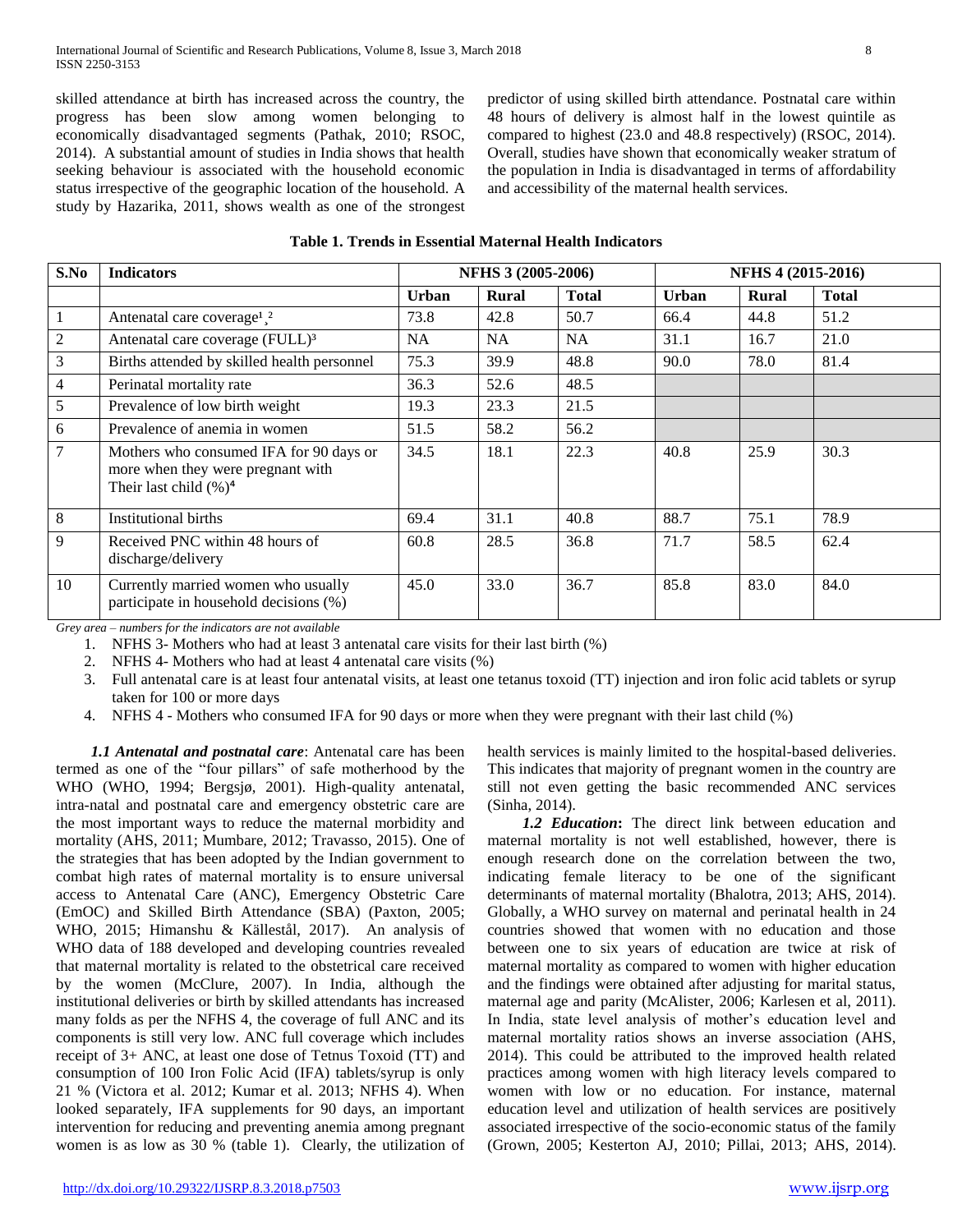skilled attendance at birth has increased across the country, the progress has been slow among women belonging to economically disadvantaged segments (Pathak, 2010; RSOC, 2014). A substantial amount of studies in India shows that health seeking behaviour is associated with the household economic status irrespective of the geographic location of the household. A study by Hazarika, 2011, shows wealth as one of the strongest predictor of using skilled birth attendance. Postnatal care within 48 hours of delivery is almost half in the lowest quintile as compared to highest (23.0 and 48.8 respectively) (RSOC, 2014). Overall, studies have shown that economically weaker stratum of the population in India is disadvantaged in terms of affordability and accessibility of the maternal health services.

**Table 1. Trends in Essential Maternal Health Indicators**

| S.No | Indicators | NFHS 3 (2005-2006) | | | NFHS 4 (2015-2016) | | |
|---|---|---|---|---|---|---|---|
| | | Urban | Rural | Total | Urban | Rural | Total |
| 1 | Antenatal care coverage[1],[2] | 73.8 | 42.8 | 50.7 | 66.4 | 44.8 | 51.2 |
| 2 | Antenatal care coverage (FULL)[3] | NA | NA | NA | 31.1 | 16.7 | 21.0 |
| 3 | Births attended by skilled health personnel | 75.3 | 39.9 | 48.8 | 90.0 | 78.0 | 81.4 |
| 4 | Perinatal mortality rate | 36.3 | 52.6 | 48.5 | | | |
| 5 | Prevalence of low birth weight | 19.3 | 23.3 | 21.5 | | | |
| 6 | Prevalence of anemia in women | 51.5 | 58.2 | 56.2 | | | |
| 7 | Mothers who consumed IFA for 90 days or more when they were pregnant with Their last child (%)[4] | 34.5 | 18.1 | 22.3 | 40.8 | 25.9 | 30.3 |
| 8 | Institutional births | 69.4 | 31.1 | 40.8 | 88.7 | 75.1 | 78.9 |
| 9 | Received PNC within 48 hours of discharge/delivery | 60.8 | 28.5 | 36.8 | 71.7 | 58.5 | 62.4 |
| 10 | Currently married women who usually participate in household decisions (%) | 45.0 | 33.0 | 36.7 | 85.8 | 83.0 | 84.0 |

*Grey area – numbers for the indicators are not available*

1. NFHS 3- Mothers who had at least 3 antenatal care visits for their last birth (%)
2. NFHS 4- Mothers who had at least 4 antenatal care visits (%)
3. Full antenatal care is at least four antenatal visits, at least one tetanus toxoid (TT) injection and iron folic acid tablets or syrup taken for 100 or more days
4. NFHS 4 - Mothers who consumed IFA for 90 days or more when they were pregnant with their last child (%)

***1.1 Antenatal and postnatal care***: Antenatal care has been termed as one of the "four pillars" of safe motherhood by the WHO (WHO, 1994; Bergsjø, 2001). High-quality antenatal, intra-natal and postnatal care and emergency obstetric care are the most important ways to reduce the maternal morbidity and mortality (AHS, 2011; Mumbare, 2012; Travasso, 2015). One of the strategies that has been adopted by the Indian government to combat high rates of maternal mortality is to ensure universal access to Antenatal Care (ANC), Emergency Obstetric Care (EmOC) and Skilled Birth Attendance (SBA) (Paxton, 2005; WHO, 2015; Himanshu & Källestål, 2017). An analysis of WHO data of 188 developed and developing countries revealed that maternal mortality is related to the obstetrical care received by the women (McClure, 2007). In India, although the institutional deliveries or birth by skilled attendants has increased many folds as per the NFHS 4, the coverage of full ANC and its components is still very low. ANC full coverage which includes receipt of 3+ ANC, at least one dose of Tetnus Toxoid (TT) and consumption of 100 Iron Folic Acid (IFA) tablets/syrup is only 21 % (Victora et al. 2012; Kumar et al. 2013; NFHS 4). When looked separately, IFA supplements for 90 days, an important intervention for reducing and preventing anemia among pregnant women is as low as 30 % (table 1). Clearly, the utilization of health services is mainly limited to the hospital-based deliveries. This indicates that majority of pregnant women in the country are still not even getting the basic recommended ANC services (Sinha, 2014).

***1.2 Education*****:** The direct link between education and maternal mortality is not well established, however, there is enough research done on the correlation between the two, indicating female literacy to be one of the significant determinants of maternal mortality (Bhalotra, 2013; AHS, 2014). Globally, a WHO survey on maternal and perinatal health in 24 countries showed that women with no education and those between one to six years of education are twice at risk of maternal mortality as compared to women with higher education and the findings were obtained after adjusting for marital status, maternal age and parity (McAlister, 2006; Karlesen et al, 2011). In India, state level analysis of mother's education level and maternal mortality ratios shows an inverse association (AHS, 2014). This could be attributed to the improved health related practices among women with high literacy levels compared to women with low or no education. For instance, maternal education level and utilization of health services are positively associated irrespective of the socio-economic status of the family (Grown, 2005; Kesterton AJ, 2010; Pillai, 2013; AHS, 2014).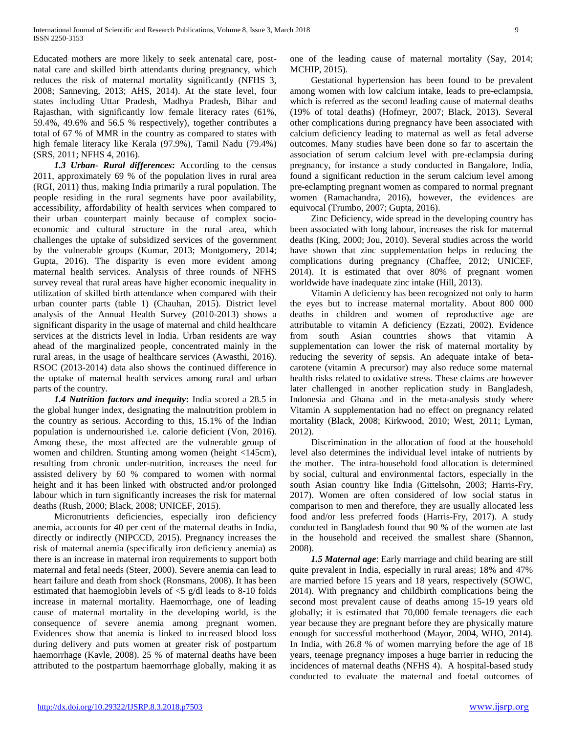Educated mothers are more likely to seek antenatal care, post-natal care and skilled birth attendants during pregnancy, which reduces the risk of maternal mortality significantly (NFHS 3, 2008; Sanneving, 2013; AHS, 2014). At the state level, four states including Uttar Pradesh, Madhya Pradesh, Bihar and Rajasthan, with significantly low female literacy rates (61%, 59.4%, 49.6% and 56.5 % respectively), together contributes a total of 67 % of MMR in the country as compared to states with high female literacy like Kerala (97.9%), Tamil Nadu (79.4%) (SRS, 2011; NFHS 4, 2016).

***1.3 Urban- Rural differences*:** According to the census 2011, approximately 69 % of the population lives in rural area (RGI, 2011) thus, making India primarily a rural population. The people residing in the rural segments have poor availability, accessibility, affordability of health services when compared to their urban counterpart mainly because of complex socio-economic and cultural structure in the rural area, which challenges the uptake of subsidized services of the government by the vulnerable groups (Kumar, 2013; Montgomery, 2014; Gupta, 2016). The disparity is even more evident among maternal health services. Analysis of three rounds of NFHS survey reveal that rural areas have higher economic inequality in utilization of skilled birth attendance when compared with their urban counter parts (table 1) (Chauhan, 2015). District level analysis of the Annual Health Survey (2010-2013) shows a significant disparity in the usage of maternal and child healthcare services at the districts level in India. Urban residents are way ahead of the marginalized people, concentrated mainly in the rural areas, in the usage of healthcare services (Awasthi, 2016). RSOC (2013-2014) data also shows the continued difference in the uptake of maternal health services among rural and urban parts of the country.

***1.4 Nutrition factors and inequity*:** India scored a 28.5 in the global hunger index, designating the malnutrition problem in the country as serious. According to this, 15.1% of the Indian population is undernourished i.e. calorie deficient (Von, 2016). Among these, the most affected are the vulnerable group of women and children. Stunting among women (height <145cm), resulting from chronic under-nutrition, increases the need for assisted delivery by 60 % compared to women with normal height and it has been linked with obstructed and/or prolonged labour which in turn significantly increases the risk for maternal deaths (Rush, 2000; Black, 2008; UNICEF, 2015).

Micronutrients deficiencies, especially iron deficiency anemia, accounts for 40 per cent of the maternal deaths in India, directly or indirectly (NIPCCD, 2015). Pregnancy increases the risk of maternal anemia (specifically iron deficiency anemia) as there is an increase in maternal iron requirements to support both maternal and fetal needs (Steer, 2000). Severe anemia can lead to heart failure and death from shock (Ronsmans, 2008). It has been estimated that haemoglobin levels of <5 g/dl leads to 8-10 folds increase in maternal mortality. Haemorrhage, one of leading cause of maternal mortality in the developing world, is the consequence of severe anemia among pregnant women. Evidences show that anemia is linked to increased blood loss during delivery and puts women at greater risk of postpartum haemorrhage (Kavle, 2008). 25 % of maternal deaths have been attributed to the postpartum haemorrhage globally, making it as one of the leading cause of maternal mortality (Say, 2014; MCHIP, 2015).

Gestational hypertension has been found to be prevalent among women with low calcium intake, leads to pre-eclampsia, which is referred as the second leading cause of maternal deaths (19% of total deaths) (Hofmeyr, 2007; Black, 2013). Several other complications during pregnancy have been associated with calcium deficiency leading to maternal as well as fetal adverse outcomes. Many studies have been done so far to ascertain the association of serum calcium level with pre-eclampsia during pregnancy, for instance a study conducted in Bangalore, India, found a significant reduction in the serum calcium level among pre-eclampting pregnant women as compared to normal pregnant women (Ramachandra, 2016), however, the evidences are equivocal (Trumbo, 2007; Gupta, 2016).

Zinc Deficiency, wide spread in the developing country has been associated with long labour, increases the risk for maternal deaths (King, 2000; Jou, 2010). Several studies across the world have shown that zinc supplementation helps in reducing the complications during pregnancy (Chaffee, 2012; UNICEF, 2014). It is estimated that over 80% of pregnant women worldwide have inadequate zinc intake (Hill, 2013).

Vitamin A deficiency has been recognized not only to harm the eyes but to increase maternal mortality. About 800 000 deaths in children and women of reproductive age are attributable to vitamin A deficiency (Ezzati, 2002). Evidence from south Asian countries shows that vitamin A supplementation can lower the risk of maternal mortality by reducing the severity of sepsis. An adequate intake of beta-carotene (vitamin A precursor) may also reduce some maternal health risks related to oxidative stress. These claims are however later challenged in another replication study in Bangladesh, Indonesia and Ghana and in the meta-analysis study where Vitamin A supplementation had no effect on pregnancy related mortality (Black, 2008; Kirkwood, 2010; West, 2011; Lyman, 2012).

Discrimination in the allocation of food at the household level also determines the individual level intake of nutrients by the mother. The intra-household food allocation is determined by social, cultural and environmental factors, especially in the south Asian country like India (Gittelsohn, 2003; Harris-Fry, 2017). Women are often considered of low social status in comparison to men and therefore, they are usually allocated less food and/or less preferred foods (Harris-Fry, 2017). A study conducted in Bangladesh found that 90 % of the women ate last in the household and received the smallest share (Shannon, 2008).

***1.5 Maternal age*:** Early marriage and child bearing are still quite prevalent in India, especially in rural areas; 18% and 47% are married before 15 years and 18 years, respectively (SOWC, 2014). With pregnancy and childbirth complications being the second most prevalent cause of deaths among 15-19 years old globally; it is estimated that 70,000 female teenagers die each year because they are pregnant before they are physically mature enough for successful motherhood (Mayor, 2004, WHO, 2014). In India, with 26.8 % of women marrying before the age of 18 years, teenage pregnancy imposes a huge barrier in reducing the incidences of maternal deaths (NFHS 4). A hospital-based study conducted to evaluate the maternal and foetal outcomes of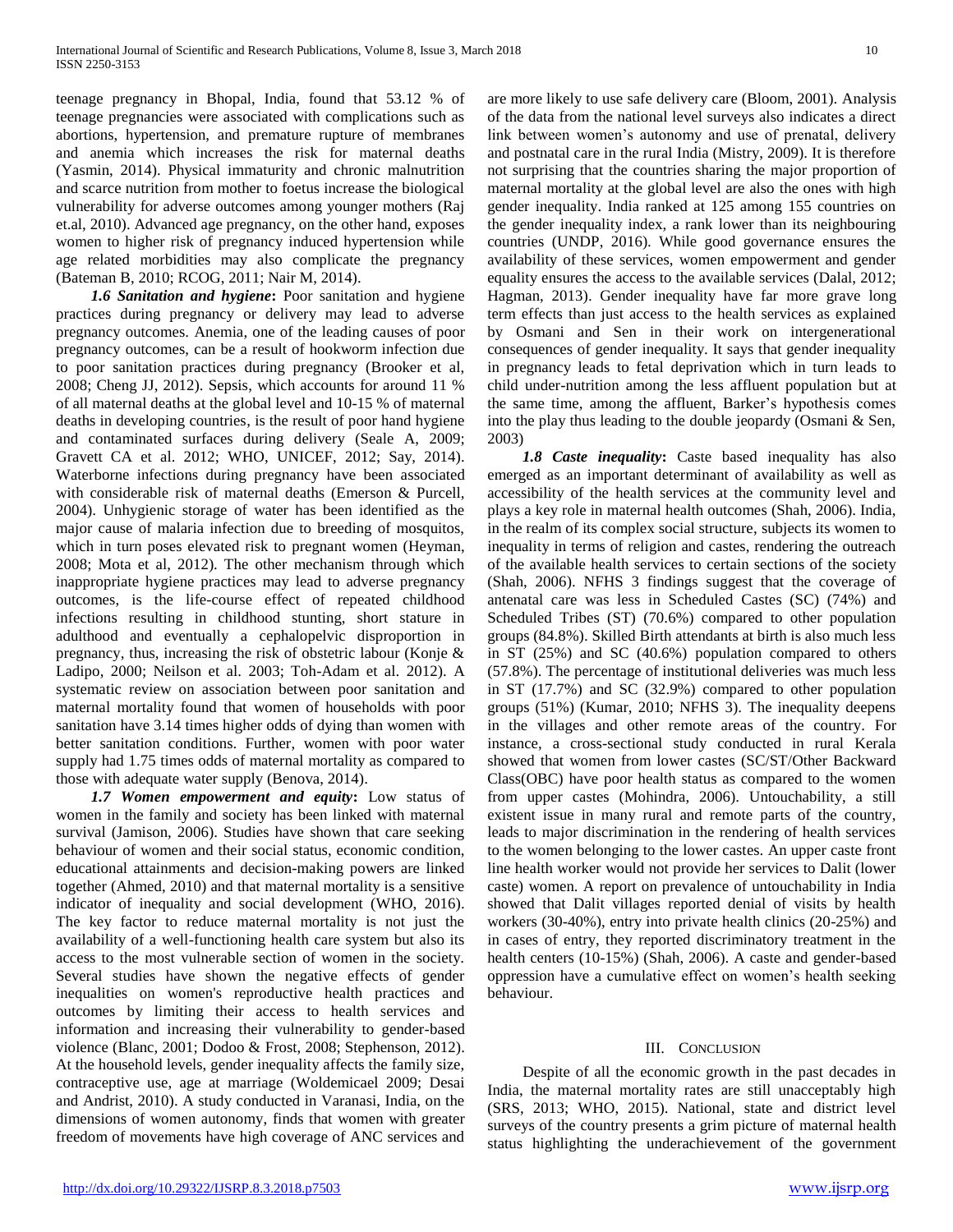teenage pregnancy in Bhopal, India, found that 53.12 % of teenage pregnancies were associated with complications such as abortions, hypertension, and premature rupture of membranes and anemia which increases the risk for maternal deaths (Yasmin, 2014). Physical immaturity and chronic malnutrition and scarce nutrition from mother to foetus increase the biological vulnerability for adverse outcomes among younger mothers (Raj et.al, 2010). Advanced age pregnancy, on the other hand, exposes women to higher risk of pregnancy induced hypertension while age related morbidities may also complicate the pregnancy (Bateman B, 2010; RCOG, 2011; Nair M, 2014).

***1.6 Sanitation and hygiene*:** Poor sanitation and hygiene practices during pregnancy or delivery may lead to adverse pregnancy outcomes. Anemia, one of the leading causes of poor pregnancy outcomes, can be a result of hookworm infection due to poor sanitation practices during pregnancy (Brooker et al, 2008; Cheng JJ, 2012). Sepsis, which accounts for around 11 % of all maternal deaths at the global level and 10-15 % of maternal deaths in developing countries, is the result of poor hand hygiene and contaminated surfaces during delivery (Seale A, 2009; Gravett CA et al. 2012; WHO, UNICEF, 2012; Say, 2014). Waterborne infections during pregnancy have been associated with considerable risk of maternal deaths (Emerson & Purcell, 2004). Unhygienic storage of water has been identified as the major cause of malaria infection due to breeding of mosquitos, which in turn poses elevated risk to pregnant women (Heyman, 2008; Mota et al, 2012). The other mechanism through which inappropriate hygiene practices may lead to adverse pregnancy outcomes, is the life-course effect of repeated childhood infections resulting in childhood stunting, short stature in adulthood and eventually a cephalopelvic disproportion in pregnancy, thus, increasing the risk of obstetric labour (Konje & Ladipo, 2000; Neilson et al. 2003; Toh-Adam et al. 2012). A systematic review on association between poor sanitation and maternal mortality found that women of households with poor sanitation have 3.14 times higher odds of dying than women with better sanitation conditions. Further, women with poor water supply had 1.75 times odds of maternal mortality as compared to those with adequate water supply (Benova, 2014).

***1.7 Women empowerment and equity*:** Low status of women in the family and society has been linked with maternal survival (Jamison, 2006). Studies have shown that care seeking behaviour of women and their social status, economic condition, educational attainments and decision-making powers are linked together (Ahmed, 2010) and that maternal mortality is a sensitive indicator of inequality and social development (WHO, 2016). The key factor to reduce maternal mortality is not just the availability of a well-functioning health care system but also its access to the most vulnerable section of women in the society. Several studies have shown the negative effects of gender inequalities on women's reproductive health practices and outcomes by limiting their access to health services and information and increasing their vulnerability to gender-based violence (Blanc, 2001; Dodoo & Frost, 2008; Stephenson, 2012). At the household levels, gender inequality affects the family size, contraceptive use, age at marriage (Woldemicael 2009; Desai and Andrist, 2010). A study conducted in Varanasi, India, on the dimensions of women autonomy, finds that women with greater freedom of movements have high coverage of ANC services and are more likely to use safe delivery care (Bloom, 2001). Analysis of the data from the national level surveys also indicates a direct link between women's autonomy and use of prenatal, delivery and postnatal care in the rural India (Mistry, 2009). It is therefore not surprising that the countries sharing the major proportion of maternal mortality at the global level are also the ones with high gender inequality. India ranked at 125 among 155 countries on the gender inequality index, a rank lower than its neighbouring countries (UNDP, 2016). While good governance ensures the availability of these services, women empowerment and gender equality ensures the access to the available services (Dalal, 2012; Hagman, 2013). Gender inequality have far more grave long term effects than just access to the health services as explained by Osmani and Sen in their work on intergenerational consequences of gender inequality. It says that gender inequality in pregnancy leads to fetal deprivation which in turn leads to child under-nutrition among the less affluent population but at the same time, among the affluent, Barker's hypothesis comes into the play thus leading to the double jeopardy (Osmani & Sen, 2003)

***1.8 Caste inequality*:** Caste based inequality has also emerged as an important determinant of availability as well as accessibility of the health services at the community level and plays a key role in maternal health outcomes (Shah, 2006). India, in the realm of its complex social structure, subjects its women to inequality in terms of religion and castes, rendering the outreach of the available health services to certain sections of the society (Shah, 2006). NFHS 3 findings suggest that the coverage of antenatal care was less in Scheduled Castes (SC) (74%) and Scheduled Tribes (ST) (70.6%) compared to other population groups (84.8%). Skilled Birth attendants at birth is also much less in ST (25%) and SC (40.6%) population compared to others (57.8%). The percentage of institutional deliveries was much less in ST (17.7%) and SC (32.9%) compared to other population groups (51%) (Kumar, 2010; NFHS 3). The inequality deepens in the villages and other remote areas of the country. For instance, a cross-sectional study conducted in rural Kerala showed that women from lower castes (SC/ST/Other Backward Class(OBC) have poor health status as compared to the women from upper castes (Mohindra, 2006). Untouchability, a still existent issue in many rural and remote parts of the country, leads to major discrimination in the rendering of health services to the women belonging to the lower castes. An upper caste front line health worker would not provide her services to Dalit (lower caste) women. A report on prevalence of untouchability in India showed that Dalit villages reported denial of visits by health workers (30-40%), entry into private health clinics (20-25%) and in cases of entry, they reported discriminatory treatment in the health centers (10-15%) (Shah, 2006). A caste and gender-based oppression have a cumulative effect on women's health seeking behaviour.

## III. Conclusion

Despite of all the economic growth in the past decades in India, the maternal mortality rates are still unacceptably high (SRS, 2013; WHO, 2015). National, state and district level surveys of the country presents a grim picture of maternal health status highlighting the underachievement of the government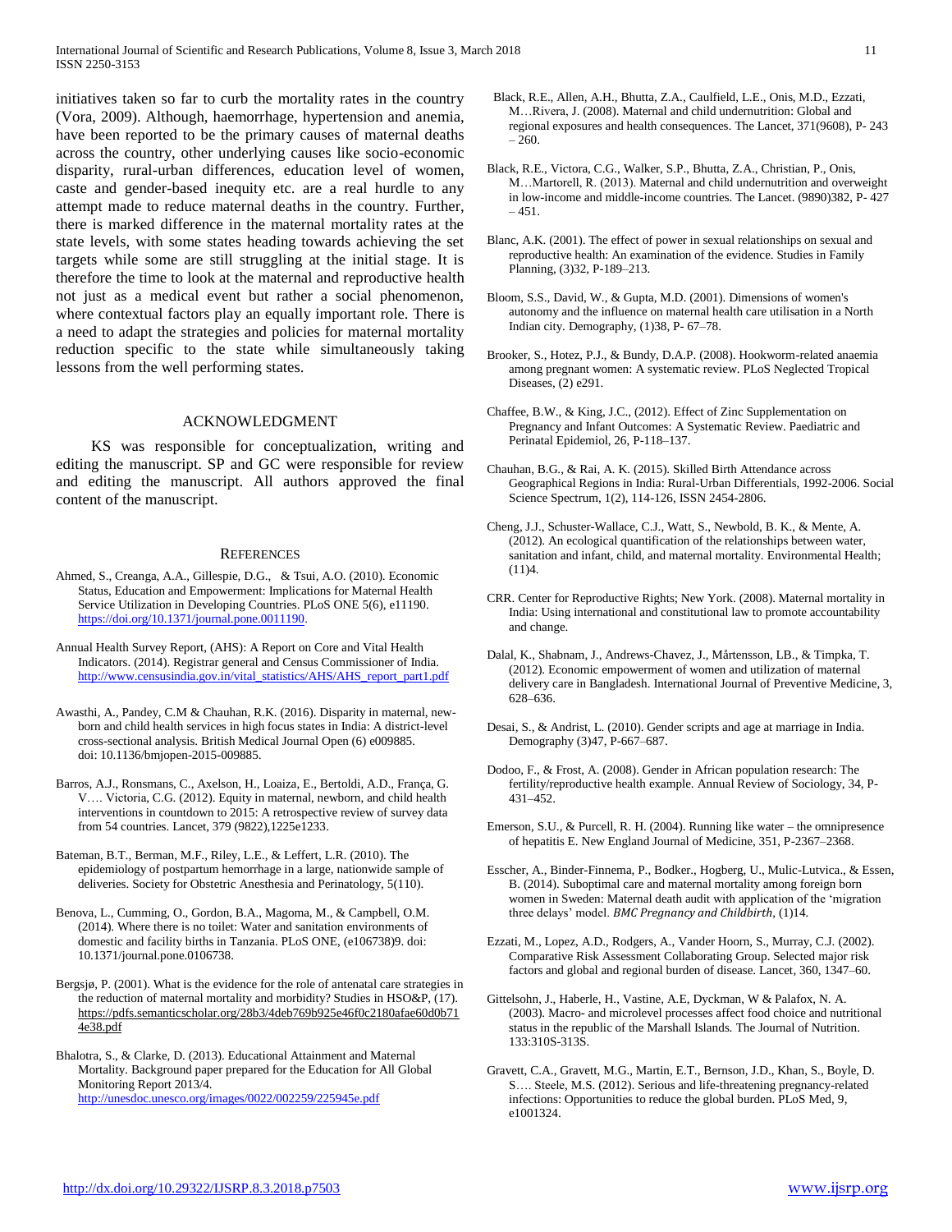initiatives taken so far to curb the mortality rates in the country (Vora, 2009). Although, haemorrhage, hypertension and anemia, have been reported to be the primary causes of maternal deaths across the country, other underlying causes like socio-economic disparity, rural-urban differences, education level of women, caste and gender-based inequity etc. are a real hurdle to any attempt made to reduce maternal deaths in the country. Further, there is marked difference in the maternal mortality rates at the state levels, with some states heading towards achieving the set targets while some are still struggling at the initial stage. It is therefore the time to look at the maternal and reproductive health not just as a medical event but rather a social phenomenon, where contextual factors play an equally important role. There is a need to adapt the strategies and policies for maternal mortality reduction specific to the state while simultaneously taking lessons from the well performing states.

## ACKNOWLEDGMENT

KS was responsible for conceptualization, writing and editing the manuscript. SP and GC were responsible for review and editing the manuscript. All authors approved the final content of the manuscript.

## REFERENCES

Ahmed, S., Creanga, A.A., Gillespie, D.G., & Tsui, A.O. (2010). Economic Status, Education and Empowerment: Implications for Maternal Health Service Utilization in Developing Countries. PLoS ONE 5(6), e11190. https://doi.org/10.1371/journal.pone.0011190.

Annual Health Survey Report, (AHS): A Report on Core and Vital Health Indicators. (2014). Registrar general and Census Commissioner of India. http://www.censusindia.gov.in/vital_statistics/AHS/AHS_report_part1.pdf

Awasthi, A., Pandey, C.M & Chauhan, R.K. (2016). Disparity in maternal, new-born and child health services in high focus states in India: A district-level cross-sectional analysis. British Medical Journal Open (6) e009885. doi: 10.1136/bmjopen-2015-009885.

Barros, A.J., Ronsmans, C., Axelson, H., Loaiza, E., Bertoldi, A.D., França, G. V…. Victoria, C.G. (2012). Equity in maternal, newborn, and child health interventions in countdown to 2015: A retrospective review of survey data from 54 countries. Lancet, 379 (9822),1225e1233.

Bateman, B.T., Berman, M.F., Riley, L.E., & Leffert, L.R. (2010). The epidemiology of postpartum hemorrhage in a large, nationwide sample of deliveries. Society for Obstetric Anesthesia and Perinatology, 5(110).

Benova, L., Cumming, O., Gordon, B.A., Magoma, M., & Campbell, O.M. (2014). Where there is no toilet: Water and sanitation environments of domestic and facility births in Tanzania. PLoS ONE, (e106738)9. doi: 10.1371/journal.pone.0106738.

Bergsjø, P. (2001). What is the evidence for the role of antenatal care strategies in the reduction of maternal mortality and morbidity? Studies in HSO&P, (17). https://pdfs.semanticscholar.org/28b3/4deb769b925e46f0c2180afae60d0b714e38.pdf

Bhalotra, S., & Clarke, D. (2013). Educational Attainment and Maternal Mortality. Background paper prepared for the Education for All Global Monitoring Report 2013/4. http://unesdoc.unesco.org/images/0022/002259/225945e.pdf

Black, R.E., Allen, A.H., Bhutta, Z.A., Caulfield, L.E., Onis, M.D., Ezzati, M…Rivera, J. (2008). Maternal and child undernutrition: Global and regional exposures and health consequences. The Lancet, 371(9608), P- 243 – 260.

Black, R.E., Victora, C.G., Walker, S.P., Bhutta, Z.A., Christian, P., Onis, M…Martorell, R. (2013). Maternal and child undernutrition and overweight in low-income and middle-income countries. The Lancet. (9890)382, P- 427 – 451.

Blanc, A.K. (2001). The effect of power in sexual relationships on sexual and reproductive health: An examination of the evidence. Studies in Family Planning, (3)32, P-189–213.

Bloom, S.S., David, W., & Gupta, M.D. (2001). Dimensions of women's autonomy and the influence on maternal health care utilisation in a North Indian city. Demography, (1)38, P- 67–78.

Brooker, S., Hotez, P.J., & Bundy, D.A.P. (2008). Hookworm-related anaemia among pregnant women: A systematic review. PLoS Neglected Tropical Diseases, (2) e291.

Chaffee, B.W., & King, J.C., (2012). Effect of Zinc Supplementation on Pregnancy and Infant Outcomes: A Systematic Review. Paediatric and Perinatal Epidemiol, 26, P-118–137.

Chauhan, B.G., & Rai, A. K. (2015). Skilled Birth Attendance across Geographical Regions in India: Rural-Urban Differentials, 1992-2006. Social Science Spectrum, 1(2), 114-126, ISSN 2454-2806.

Cheng, J.J., Schuster-Wallace, C.J., Watt, S., Newbold, B. K., & Mente, A. (2012). An ecological quantification of the relationships between water, sanitation and infant, child, and maternal mortality. Environmental Health; (11)4.

CRR. Center for Reproductive Rights; New York. (2008). Maternal mortality in India: Using international and constitutional law to promote accountability and change.

Dalal, K., Shabnam, J., Andrews-Chavez, J., Mårtensson, LB., & Timpka, T. (2012). Economic empowerment of women and utilization of maternal delivery care in Bangladesh. International Journal of Preventive Medicine, 3, 628–636.

Desai, S., & Andrist, L. (2010). Gender scripts and age at marriage in India. Demography (3)47, P-667–687.

Dodoo, F., & Frost, A. (2008). Gender in African population research: The fertility/reproductive health example. Annual Review of Sociology, 34, P-431–452.

Emerson, S.U., & Purcell, R. H. (2004). Running like water – the omnipresence of hepatitis E. New England Journal of Medicine, 351, P-2367–2368.

Esscher, A., Binder-Finnema, P., Bodker., Hogberg, U., Mulic-Lutvica., & Essen, B. (2014). Suboptimal care and maternal mortality among foreign born women in Sweden: Maternal death audit with application of the 'migration three delays' model. *BMC Pregnancy and Childbirth*, (1)14.

Ezzati, M., Lopez, A.D., Rodgers, A., Vander Hoorn, S., Murray, C.J. (2002). Comparative Risk Assessment Collaborating Group. Selected major risk factors and global and regional burden of disease. Lancet, 360, 1347–60.

Gittelsohn, J., Haberle, H., Vastine, A.E, Dyckman, W & Palafox, N. A. (2003). Macro- and microlevel processes affect food choice and nutritional status in the republic of the Marshall Islands. The Journal of Nutrition. 133:310S-313S.

Gravett, C.A., Gravett, M.G., Martin, E.T., Bernson, J.D., Khan, S., Boyle, D. S…. Steele, M.S. (2012). Serious and life-threatening pregnancy-related infections: Opportunities to reduce the global burden. PLoS Med, 9, e1001324.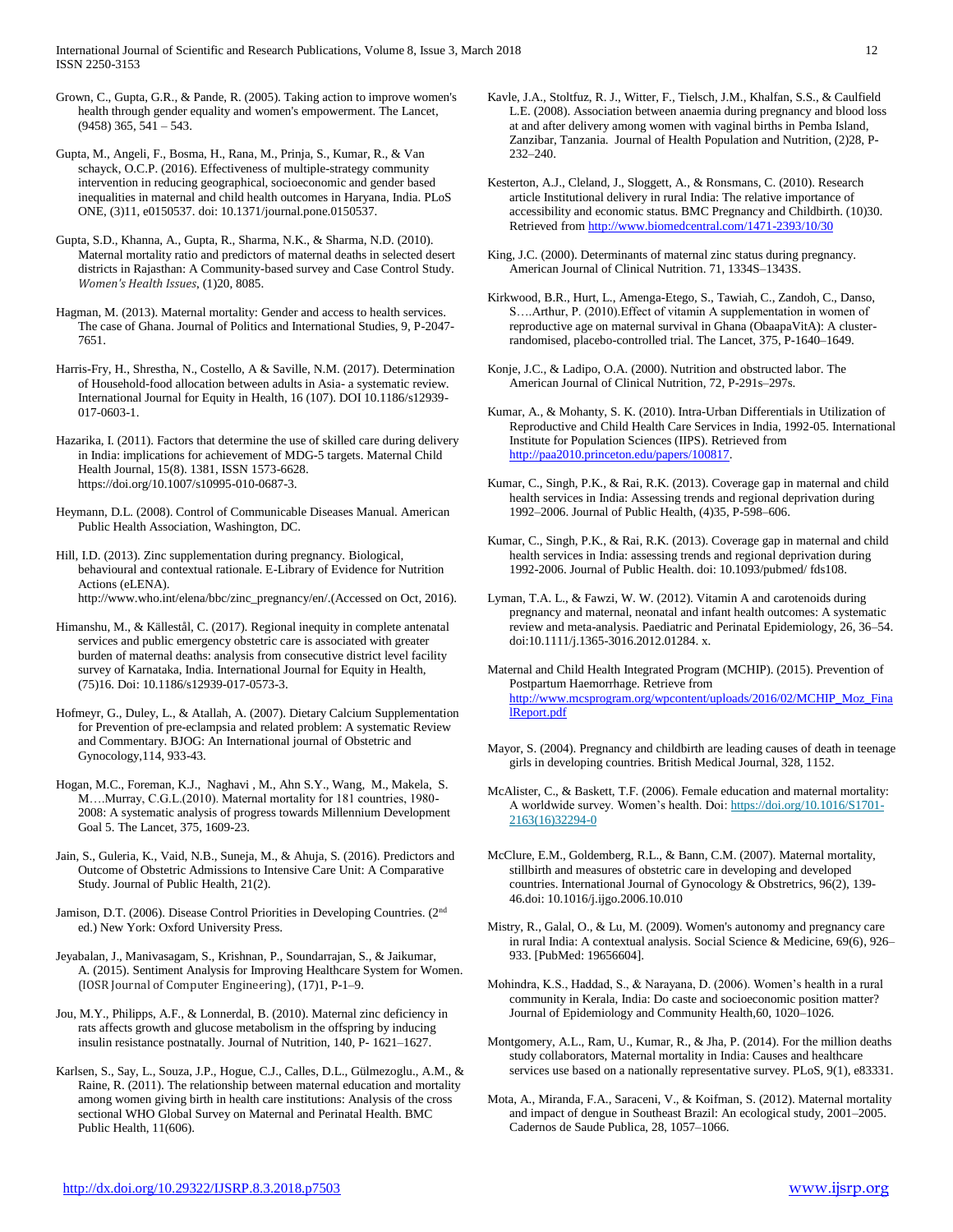Grown, C., Gupta, G.R., & Pande, R. (2005). Taking action to improve women's health through gender equality and women's empowerment. The Lancet, (9458) 365, 541 – 543.

Gupta, M., Angeli, F., Bosma, H., Rana, M., Prinja, S., Kumar, R., & Van schayck, O.C.P. (2016). Effectiveness of multiple-strategy community intervention in reducing geographical, socioeconomic and gender based inequalities in maternal and child health outcomes in Haryana, India. PLoS ONE, (3)11, e0150537. doi: 10.1371/journal.pone.0150537.

Gupta, S.D., Khanna, A., Gupta, R., Sharma, N.K., & Sharma, N.D. (2010). Maternal mortality ratio and predictors of maternal deaths in selected desert districts in Rajasthan: A Community-based survey and Case Control Study. *Women's Health Issues*, (1)20, 8085.

Hagman, M. (2013). Maternal mortality: Gender and access to health services. The case of Ghana. Journal of Politics and International Studies, 9, P-2047-7651.

Harris-Fry, H., Shrestha, N., Costello, A & Saville, N.M. (2017). Determination of Household-food allocation between adults in Asia- a systematic review. International Journal for Equity in Health, 16 (107). DOI 10.1186/s12939-017-0603-1.

Hazarika, I. (2011). Factors that determine the use of skilled care during delivery in India: implications for achievement of MDG-5 targets. Maternal Child Health Journal, 15(8). 1381, ISSN 1573-6628. https://doi.org/10.1007/s10995-010-0687-3.

Heymann, D.L. (2008). Control of Communicable Diseases Manual. American Public Health Association, Washington, DC.

Hill, I.D. (2013). Zinc supplementation during pregnancy. Biological, behavioural and contextual rationale. E-Library of Evidence for Nutrition Actions (eLENA). http://www.who.int/elena/bbc/zinc_pregnancy/en/.(Accessed on Oct, 2016).

Himanshu, M., & Källestål, C. (2017). Regional inequity in complete antenatal services and public emergency obstetric care is associated with greater burden of maternal deaths: analysis from consecutive district level facility survey of Karnataka, India. International Journal for Equity in Health, (75)16. Doi: 10.1186/s12939-017-0573-3.

Hofmeyr, G., Duley, L., & Atallah, A. (2007). Dietary Calcium Supplementation for Prevention of pre-eclampsia and related problem: A systematic Review and Commentary. BJOG: An International journal of Obstetric and Gynocology,114, 933-43.

Hogan, M.C., Foreman, K.J., Naghavi , M., Ahn S.Y., Wang, M., Makela, S. M….Murray, C.G.L.(2010). Maternal mortality for 181 countries, 1980-2008: A systematic analysis of progress towards Millennium Development Goal 5. The Lancet, 375, 1609-23.

Jain, S., Guleria, K., Vaid, N.B., Suneja, M., & Ahuja, S. (2016). Predictors and Outcome of Obstetric Admissions to Intensive Care Unit: A Comparative Study. Journal of Public Health, 21(2).

Jamison, D.T. (2006). Disease Control Priorities in Developing Countries. (2nd ed.) New York: Oxford University Press.

Jeyabalan, J., Manivasagam, S., Krishnan, P., Soundarrajan, S., & Jaikumar, A. (2015). Sentiment Analysis for Improving Healthcare System for Women. (IOSR Journal of Computer Engineering), (17)1, P-1–9.

Jou, M.Y., Philipps, A.F., & Lonnerdal, B. (2010). Maternal zinc deficiency in rats affects growth and glucose metabolism in the offspring by inducing insulin resistance postnatally. Journal of Nutrition, 140, P- 1621–1627.

Karlsen, S., Say, L., Souza, J.P., Hogue, C.J., Calles, D.L., Gülmezoglu., A.M., & Raine, R. (2011). The relationship between maternal education and mortality among women giving birth in health care institutions: Analysis of the cross sectional WHO Global Survey on Maternal and Perinatal Health. BMC Public Health, 11(606).

Kavle, J.A., Stoltfuz, R. J., Witter, F., Tielsch, J.M., Khalfan, S.S., & Caulfield L.E. (2008). Association between anaemia during pregnancy and blood loss at and after delivery among women with vaginal births in Pemba Island, Zanzibar, Tanzania. Journal of Health Population and Nutrition, (2)28, P-232–240.

Kesterton, A.J., Cleland, J., Sloggett, A., & Ronsmans, C. (2010). Research article Institutional delivery in rural India: The relative importance of accessibility and economic status. BMC Pregnancy and Childbirth. (10)30. Retrieved from http://www.biomedcentral.com/1471-2393/10/30

King, J.C. (2000). Determinants of maternal zinc status during pregnancy. American Journal of Clinical Nutrition. 71, 1334S–1343S.

Kirkwood, B.R., Hurt, L., Amenga-Etego, S., Tawiah, C., Zandoh, C., Danso, S….Arthur, P. (2010).Effect of vitamin A supplementation in women of reproductive age on maternal survival in Ghana (ObaapaVitA): A cluster-randomised, placebo-controlled trial. The Lancet, 375, P-1640–1649.

Konje, J.C., & Ladipo, O.A. (2000). Nutrition and obstructed labor. The American Journal of Clinical Nutrition, 72, P-291s–297s.

Kumar, A., & Mohanty, S. K. (2010). Intra-Urban Differentials in Utilization of Reproductive and Child Health Care Services in India, 1992-05. International Institute for Population Sciences (IIPS). Retrieved from http://paa2010.princeton.edu/papers/100817.

Kumar, C., Singh, P.K., & Rai, R.K. (2013). Coverage gap in maternal and child health services in India: Assessing trends and regional deprivation during 1992–2006. Journal of Public Health, (4)35, P-598–606.

Kumar, C., Singh, P.K., & Rai, R.K. (2013). Coverage gap in maternal and child health services in India: assessing trends and regional deprivation during 1992-2006. Journal of Public Health. doi: 10.1093/pubmed/ fds108.

Lyman, T.A. L., & Fawzi, W. W. (2012). Vitamin A and carotenoids during pregnancy and maternal, neonatal and infant health outcomes: A systematic review and meta-analysis. Paediatric and Perinatal Epidemiology, 26, 36–54. doi:10.1111/j.1365-3016.2012.01284. x.

Maternal and Child Health Integrated Program (MCHIP). (2015). Prevention of Postpartum Haemorrhage. Retrieve from http://www.mcsprogram.org/wpcontent/uploads/2016/02/MCHIP_Moz_FinalReport.pdf

Mayor, S. (2004). Pregnancy and childbirth are leading causes of death in teenage girls in developing countries. British Medical Journal, 328, 1152.

McAlister, C., & Baskett, T.F. (2006). Female education and maternal mortality: A worldwide survey. Women's health. Doi: https://doi.org/10.1016/S1701-2163(16)32294-0

McClure, E.M., Goldemberg, R.L., & Bann, C.M. (2007). Maternal mortality, stillbirth and measures of obstetric care in developing and developed countries. International Journal of Gynocology & Obstretrics, 96(2), 139-46.doi: 10.1016/j.ijgo.2006.10.010

Mistry, R., Galal, O., & Lu, M. (2009). Women's autonomy and pregnancy care in rural India: A contextual analysis. Social Science & Medicine, 69(6), 926–933. [PubMed: 19656604].

Mohindra, K.S., Haddad, S., & Narayana, D. (2006). Women's health in a rural community in Kerala, India: Do caste and socioeconomic position matter? Journal of Epidemiology and Community Health,60, 1020–1026.

Montgomery, A.L., Ram, U., Kumar, R., & Jha, P. (2014). For the million deaths study collaborators, Maternal mortality in India: Causes and healthcare services use based on a nationally representative survey. PLoS, 9(1), e83331.

Mota, A., Miranda, F.A., Saraceni, V., & Koifman, S. (2012). Maternal mortality and impact of dengue in Southeast Brazil: An ecological study, 2001–2005. Cadernos de Saude Publica, 28, 1057–1066.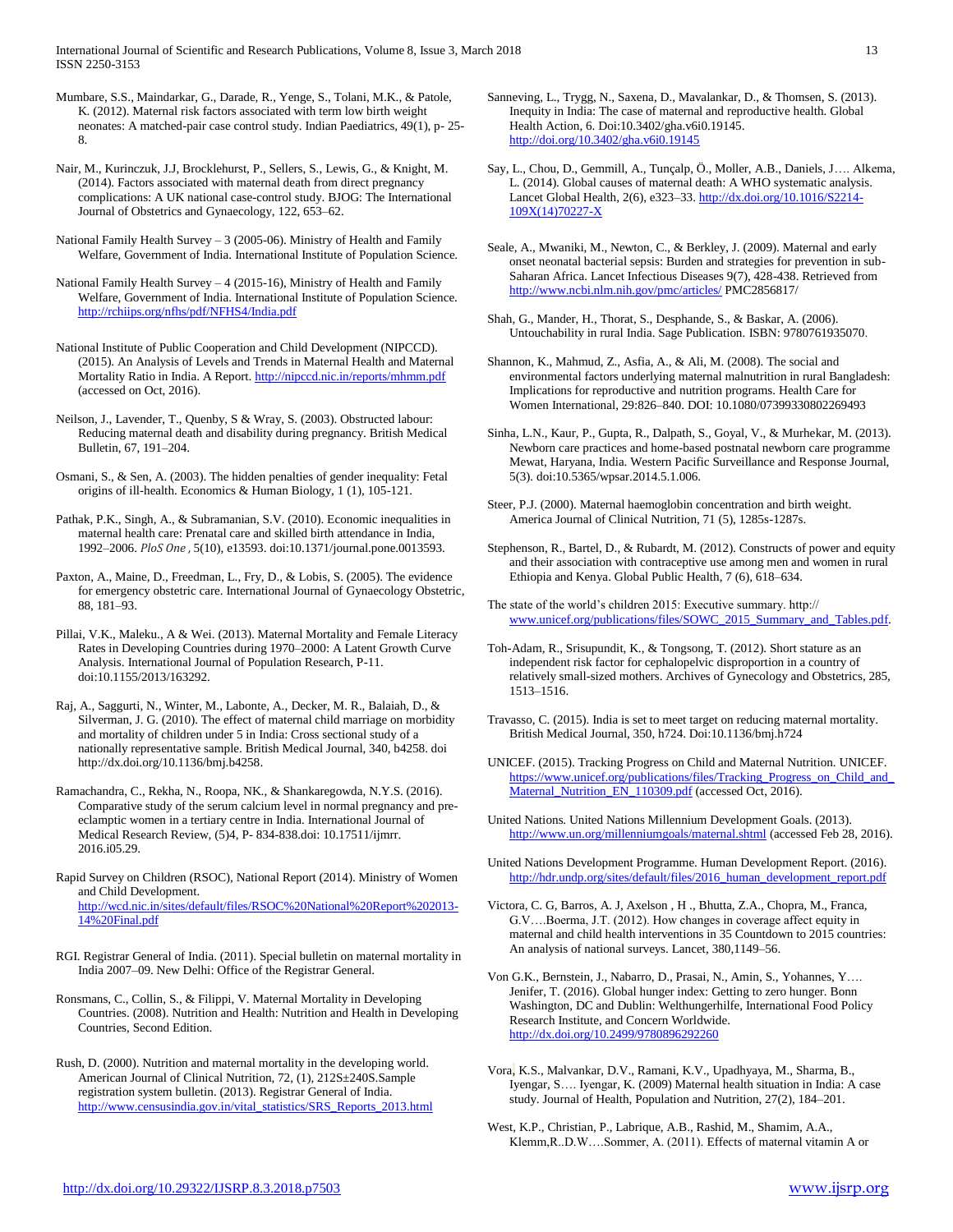Mumbare, S.S., Maindarkar, G., Darade, R., Yenge, S., Tolani, M.K., & Patole, K. (2012). Maternal risk factors associated with term low birth weight neonates: A matched-pair case control study. Indian Paediatrics, 49(1), p- 25-8.

Nair, M., Kurinczuk, J.J, Brocklehurst, P., Sellers, S., Lewis, G., & Knight, M. (2014). Factors associated with maternal death from direct pregnancy complications: A UK national case-control study. BJOG: The International Journal of Obstetrics and Gynaecology, 122, 653–62.

National Family Health Survey – 3 (2005-06). Ministry of Health and Family Welfare, Government of India. International Institute of Population Science.

National Family Health Survey – 4 (2015-16), Ministry of Health and Family Welfare, Government of India. International Institute of Population Science. http://rchiips.org/nfhs/pdf/NFHS4/India.pdf

National Institute of Public Cooperation and Child Development (NIPCCD). (2015). An Analysis of Levels and Trends in Maternal Health and Maternal Mortality Ratio in India. A Report. http://nipccd.nic.in/reports/mhmm.pdf (accessed on Oct, 2016).

Neilson, J., Lavender, T., Quenby, S & Wray, S. (2003). Obstructed labour: Reducing maternal death and disability during pregnancy. British Medical Bulletin, 67, 191–204.

Osmani, S., & Sen, A. (2003). The hidden penalties of gender inequality: Fetal origins of ill-health. Economics & Human Biology, 1 (1), 105-121.

Pathak, P.K., Singh, A., & Subramanian, S.V. (2010). Economic inequalities in maternal health care: Prenatal care and skilled birth attendance in India, 1992–2006. *PloS One*, 5(10), e13593. doi:10.1371/journal.pone.0013593.

Paxton, A., Maine, D., Freedman, L., Fry, D., & Lobis, S. (2005). The evidence for emergency obstetric care. International Journal of Gynaecology Obstetric, 88, 181–93.

Pillai, V.K., Maleku., A & Wei. (2013). Maternal Mortality and Female Literacy Rates in Developing Countries during 1970–2000: A Latent Growth Curve Analysis. International Journal of Population Research, P-11. doi:10.1155/2013/163292.

Raj, A., Saggurti, N., Winter, M., Labonte, A., Decker, M. R., Balaiah, D., & Silverman, J. G. (2010). The effect of maternal child marriage on morbidity and mortality of children under 5 in India: Cross sectional study of a nationally representative sample. British Medical Journal, 340, b4258. doi http://dx.doi.org/10.1136/bmj.b4258.

Ramachandra, C., Rekha, N., Roopa, NK., & Shankaregowda, N.Y.S. (2016). Comparative study of the serum calcium level in normal pregnancy and pre-eclamptic women in a tertiary centre in India. International Journal of Medical Research Review, (5)4, P- 834-838.doi: 10.17511/ijmrr. 2016.i05.29.

Rapid Survey on Children (RSOC), National Report (2014). Ministry of Women and Child Development. http://wcd.nic.in/sites/default/files/RSOC%20National%20Report%202013-14%20Final.pdf

RGI. Registrar General of India. (2011). Special bulletin on maternal mortality in India 2007–09. New Delhi: Office of the Registrar General.

Ronsmans, C., Collin, S., & Filippi, V. Maternal Mortality in Developing Countries. (2008). Nutrition and Health: Nutrition and Health in Developing Countries, Second Edition.

Rush, D. (2000). Nutrition and maternal mortality in the developing world. American Journal of Clinical Nutrition, 72, (1), 212S±240S.Sample registration system bulletin. (2013). Registrar General of India. http://www.censusindia.gov.in/vital_statistics/SRS_Reports_2013.html

Sanneving, L., Trygg, N., Saxena, D., Mavalankar, D., & Thomsen, S. (2013). Inequity in India: The case of maternal and reproductive health. Global Health Action, 6. Doi:10.3402/gha.v6i0.19145. http://doi.org/10.3402/gha.v6i0.19145

Say, L., Chou, D., Gemmill, A., Tunçalp, Ö., Moller, A.B., Daniels, J…. Alkema, L. (2014). Global causes of maternal death: A WHO systematic analysis. Lancet Global Health, 2(6), e323–33. http://dx.doi.org/10.1016/S2214-109X(14)70227-X

Seale, A., Mwaniki, M., Newton, C., & Berkley, J. (2009). Maternal and early onset neonatal bacterial sepsis: Burden and strategies for prevention in sub-Saharan Africa. Lancet Infectious Diseases 9(7), 428-438. Retrieved from http://www.ncbi.nlm.nih.gov/pmc/articles/ PMC2856817/

Shah, G., Mander, H., Thorat, S., Desphande, S., & Baskar, A. (2006). Untouchability in rural India. Sage Publication. ISBN: 9780761935070.

Shannon, K., Mahmud, Z., Asfia, A., & Ali, M. (2008). The social and environmental factors underlying maternal malnutrition in rural Bangladesh: Implications for reproductive and nutrition programs. Health Care for Women International, 29:826–840. DOI: 10.1080/07399330802269493

Sinha, L.N., Kaur, P., Gupta, R., Dalpath, S., Goyal, V., & Murhekar, M. (2013). Newborn care practices and home-based postnatal newborn care programme Mewat, Haryana, India. Western Pacific Surveillance and Response Journal, 5(3). doi:10.5365/wpsar.2014.5.1.006.

Steer, P.J. (2000). Maternal haemoglobin concentration and birth weight. America Journal of Clinical Nutrition, 71 (5), 1285s-1287s.

Stephenson, R., Bartel, D., & Rubardt, M. (2012). Constructs of power and equity and their association with contraceptive use among men and women in rural Ethiopia and Kenya. Global Public Health, 7 (6), 618–634.

The state of the world's children 2015: Executive summary. http:// www.unicef.org/publications/files/SOWC_2015_Summary_and_Tables.pdf.

Toh-Adam, R., Srisupundit, K., & Tongsong, T. (2012). Short stature as an independent risk factor for cephalopelvic disproportion in a country of relatively small-sized mothers. Archives of Gynecology and Obstetrics, 285, 1513–1516.

Travasso, C. (2015). India is set to meet target on reducing maternal mortality. British Medical Journal, 350, h724. Doi:10.1136/bmj.h724

UNICEF. (2015). Tracking Progress on Child and Maternal Nutrition. UNICEF. https://www.unicef.org/publications/files/Tracking_Progress_on_Child_and_Maternal_Nutrition_EN_110309.pdf (accessed Oct, 2016).

United Nations. United Nations Millennium Development Goals. (2013). http://www.un.org/millenniumgoals/maternal.shtml (accessed Feb 28, 2016).

United Nations Development Programme. Human Development Report. (2016). http://hdr.undp.org/sites/default/files/2016_human_development_report.pdf

Victora, C. G, Barros, A. J, Axelson , H ., Bhutta, Z.A., Chopra, M., Franca, G.V….Boerma, J.T. (2012). How changes in coverage affect equity in maternal and child health interventions in 35 Countdown to 2015 countries: An analysis of national surveys. Lancet, 380,1149–56.

Von G.K., Bernstein, J., Nabarro, D., Prasai, N., Amin, S., Yohannes, Y…. Jenifer, T. (2016). Global hunger index: Getting to zero hunger. Bonn Washington, DC and Dublin: Welthungerhilfe, International Food Policy Research Institute, and Concern Worldwide. http://dx.doi.org/10.2499/9780896292260

Vora, K.S., Malvankar, D.V., Ramani, K.V., Upadhyaya, M., Sharma, B., Iyengar, S…. Iyengar, K. (2009) Maternal health situation in India: A case study. Journal of Health, Population and Nutrition, 27(2), 184–201.

West, K.P., Christian, P., Labrique, A.B., Rashid, M., Shamim, A.A., Klemm,R..D.W….Sommer, A. (2011). Effects of maternal vitamin A or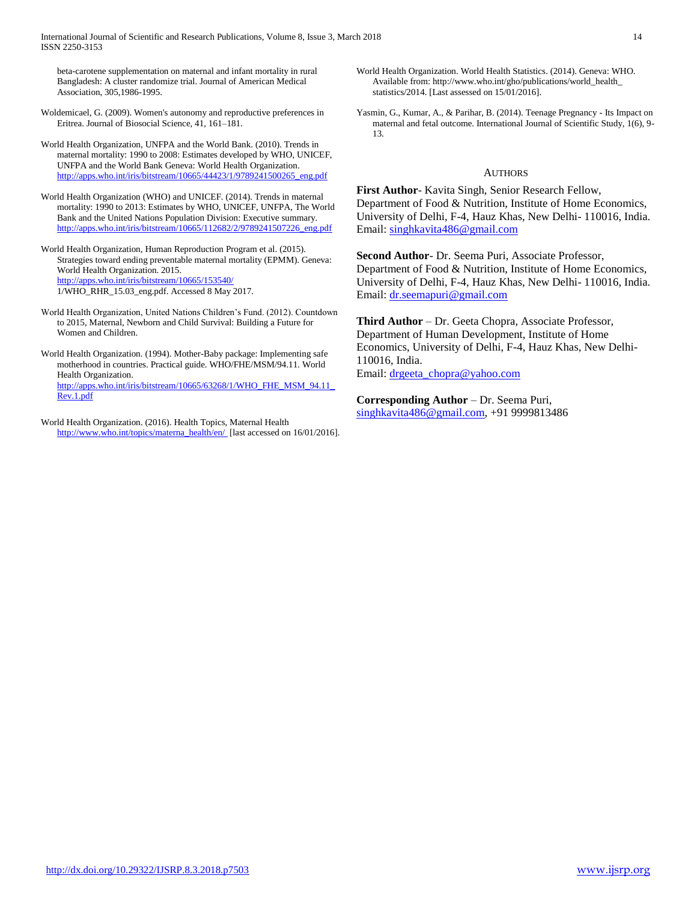beta-carotene supplementation on maternal and infant mortality in rural Bangladesh: A cluster randomize trial. Journal of American Medical Association, 305,1986-1995.

Woldemicael, G. (2009). Women's autonomy and reproductive preferences in Eritrea. Journal of Biosocial Science, 41, 161–181.

World Health Organization, UNFPA and the World Bank. (2010). Trends in maternal mortality: 1990 to 2008: Estimates developed by WHO, UNICEF, UNFPA and the World Bank Geneva: World Health Organization. http://apps.who.int/iris/bitstream/10665/44423/1/9789241500265_eng.pdf

World Health Organization (WHO) and UNICEF. (2014). Trends in maternal mortality: 1990 to 2013: Estimates by WHO, UNICEF, UNFPA, The World Bank and the United Nations Population Division: Executive summary. http://apps.who.int/iris/bitstream/10665/112682/2/9789241507226_eng.pdf

World Health Organization, Human Reproduction Program et al. (2015). Strategies toward ending preventable maternal mortality (EPMM). Geneva: World Health Organization. 2015. http://apps.who.int/iris/bitstream/10665/153540/1/WHO_RHR_15.03_eng.pdf. Accessed 8 May 2017.

World Health Organization, United Nations Children's Fund. (2012). Countdown to 2015, Maternal, Newborn and Child Survival: Building a Future for Women and Children.

World Health Organization. (1994). Mother-Baby package: Implementing safe motherhood in countries. Practical guide. WHO/FHE/MSM/94.11. World Health Organization. http://apps.who.int/iris/bitstream/10665/63268/1/WHO_FHE_MSM_94.11_Rev.1.pdf

World Health Organization. (2016). Health Topics, Maternal Health http://www.who.int/topics/materna_health/en/ [last accessed on 16/01/2016].

World Health Organization. World Health Statistics. (2014). Geneva: WHO. Available from: http://www.who.int/gho/publications/world_health_statistics/2014. [Last assessed on 15/01/2016].

Yasmin, G., Kumar, A., & Parihar, B. (2014). Teenage Pregnancy - Its Impact on maternal and fetal outcome. International Journal of Scientific Study, 1(6), 9-13.

## AUTHORS

**First Author**- Kavita Singh, Senior Research Fellow, Department of Food & Nutrition, Institute of Home Economics, University of Delhi, F-4, Hauz Khas, New Delhi- 110016, India. Email: singhkavita486@gmail.com

**Second Author**- Dr. Seema Puri, Associate Professor, Department of Food & Nutrition, Institute of Home Economics, University of Delhi, F-4, Hauz Khas, New Delhi- 110016, India. Email: dr.seemapuri@gmail.com

**Third Author** – Dr. Geeta Chopra, Associate Professor, Department of Human Development, Institute of Home Economics, University of Delhi, F-4, Hauz Khas, New Delhi-110016, India.
Email: drgeeta_chopra@yahoo.com

**Corresponding Author** – Dr. Seema Puri, singhkavita486@gmail.com, +91 9999813486